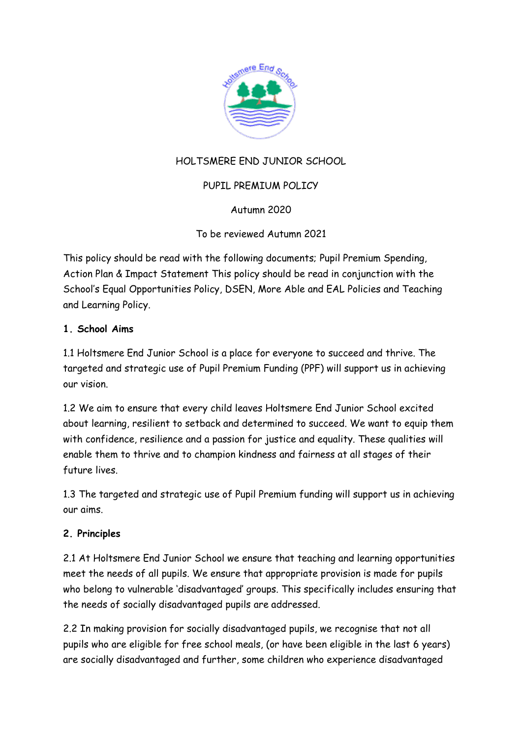HOLTSMERE END JUNIOR SCHOOL

PUPIL PREMIUM POLICY

Autumn 2020

To be reviewed Autumn 2021

This policy should be read with the following documents; Pupil Premium Spending, Action Plan & Impact Statement This policy should be read in conjunction with the School's Equal Opportunities Policy, DSEN, More Able and EAL Policies and Teaching and Learning Policy.

## 1. School Aims

1.1 Holtsmere End Junior School is a place for everyone to succeed and thrive. The targeted and strategic use of Pupil Premium Funding (PPF) will support us in achieving our vision.

1.2 We aim to ensure that every child leaves Holtsmere End Junior School excited about learning, resilient to setback and determined to succeed. We want to equip them with confidence, resilience and a passion for justice and equality. These qualities will enable them to thrive and to champion kindness and fairness at all stages of their future lives.

1.3 The targeted and strategic use of Pupil Premium funding will support us in achieving our aims.

## 2. Principles

2.1 At Holtsmere End Junior School we ensure that teaching and learning opportunities meet the needs of all pupils. We ensure that appropriate provision is made for pupils who belong to vulnerable 'disadvantaged' groups. This specifically includes ensuring that the needs of socially disadvantaged pupils are addressed.

2.2 In making provision for socially disadvantaged pupils, we recognise that not all pupils who are eligible for free school meals, (or have been eligible in the last 6 years) are socially disadvantaged and further, some children who experience disadvantaged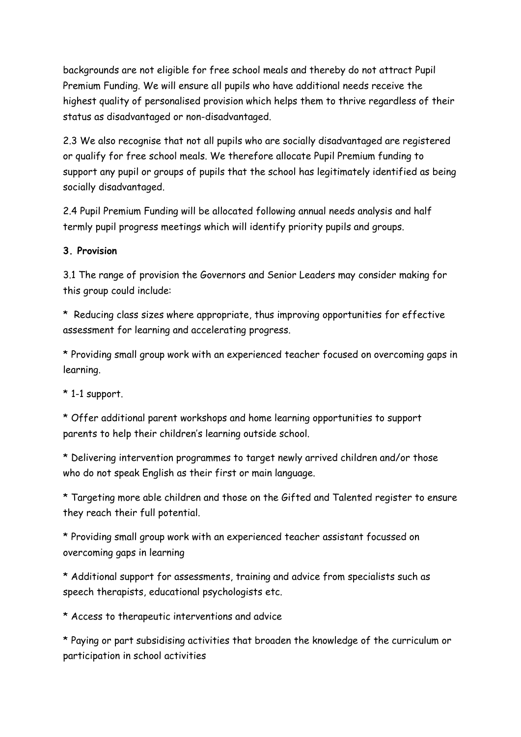backgrounds are not eligible for free school meals and thereby do not attract Pupil Premium Funding. We will ensure all pupils who have additional needs receive the highest quality of personalised provision which helps them to thrive regardless of their status as disadvantaged or non-disadvantaged.

2.3 We also recognise that not all pupils who are socially disadvantaged are registered or qualify for free school meals. We therefore allocate Pupil Premium funding to support any pupil or groups of pupils that the school has legitimately identified as being socially disadvantaged.

2.4 Pupil Premium Funding will be allocated following annual needs analysis and half termly pupil progress meetings which will identify priority pupils and groups.

**3. Provision**

3.1 The range of provision the Governors and Senior Leaders may consider making for this group could include:

* Reducing class sizes where appropriate, thus improving opportunities for effective assessment for learning and accelerating progress.

* Providing small group work with an experienced teacher focused on overcoming gaps in learning.

* 1-1 support.

* Offer additional parent workshops and home learning opportunities to support parents to help their children's learning outside school.

* Delivering intervention programmes to target newly arrived children and/or those who do not speak English as their first or main language.

* Targeting more able children and those on the Gifted and Talented register to ensure they reach their full potential.

* Providing small group work with an experienced teacher assistant focussed on overcoming gaps in learning

* Additional support for assessments, training and advice from specialists such as speech therapists, educational psychologists etc.

* Access to therapeutic interventions and advice

* Paying or part subsidising activities that broaden the knowledge of the curriculum or participation in school activities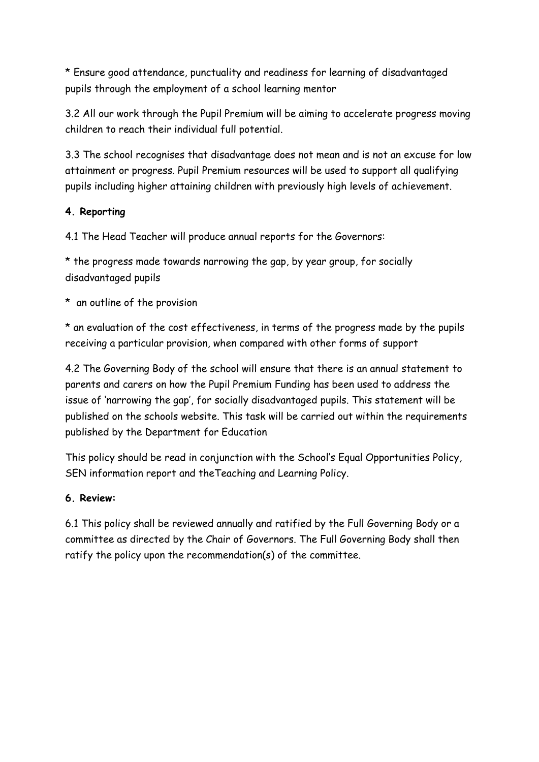* Ensure good attendance, punctuality and readiness for learning of disadvantaged pupils through the employment of a school learning mentor

3.2 All our work through the Pupil Premium will be aiming to accelerate progress moving children to reach their individual full potential.

3.3 The school recognises that disadvantage does not mean and is not an excuse for low attainment or progress. Pupil Premium resources will be used to support all qualifying pupils including higher attaining children with previously high levels of achievement.

**4. Reporting**

4.1 The Head Teacher will produce annual reports for the Governors:

* the progress made towards narrowing the gap, by year group, for socially disadvantaged pupils

* an outline of the provision

* an evaluation of the cost effectiveness, in terms of the progress made by the pupils receiving a particular provision, when compared with other forms of support

4.2 The Governing Body of the school will ensure that there is an annual statement to parents and carers on how the Pupil Premium Funding has been used to address the issue of 'narrowing the gap', for socially disadvantaged pupils. This statement will be published on the schools website. This task will be carried out within the requirements published by the Department for Education

This policy should be read in conjunction with the School's Equal Opportunities Policy, SEN information report and theTeaching and Learning Policy.

**6. Review:**

6.1 This policy shall be reviewed annually and ratified by the Full Governing Body or a committee as directed by the Chair of Governors. The Full Governing Body shall then ratify the policy upon the recommendation(s) of the committee.